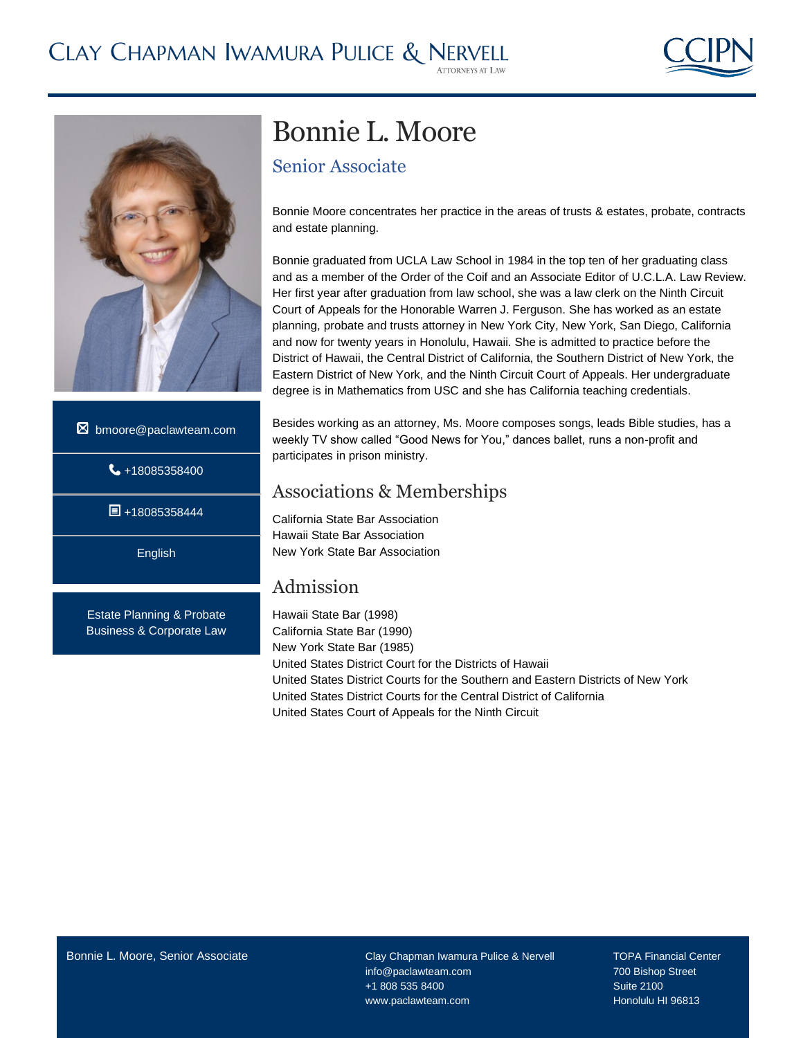# Bonnie L. Moore

## Senior Associate

Bonnie Moore concentrates her practice in the areas of trusts & estates, probate, contracts and estate planning.

Bonnie graduated from UCLA Law School in 1984 in the top ten of her graduating class and as a member of the Order of the Coif and an Associate Editor of U.C.L.A. Law Review. Her first year after graduation from law school, she was a law clerk on the Ninth Circuit Court of Appeals for the Honorable Warren J. Ferguson. She has worked as an estate planning, probate and trusts attorney in New York City, New York, San Diego, California and now for twenty years in Honolulu, Hawaii. She is admitted to practice before the District of Hawaii, the Central District of California, the Southern District of New York, the Eastern District of New York, and the Ninth Circuit Court of Appeals. Her undergraduate degree is in Mathematics from USC and she has California teaching credentials.

Besides working as an attorney, Ms. Moore composes songs, leads Bible studies, has a weekly TV show called "Good News for You," dances ballet, runs a non-profit and participates in prison ministry.

bmoore@paclawteam.com

+18085358400

+18085358444

English

Estate Planning & Probate
Business & Corporate Law

## Associations & Memberships

California State Bar Association
Hawaii State Bar Association
New York State Bar Association

## Admission

Hawaii State Bar (1998)
California State Bar (1990)
New York State Bar (1985)
United States District Court for the Districts of Hawaii
United States District Courts for the Southern and Eastern Districts of New York
United States District Courts for the Central District of California
United States Court of Appeals for the Ninth Circuit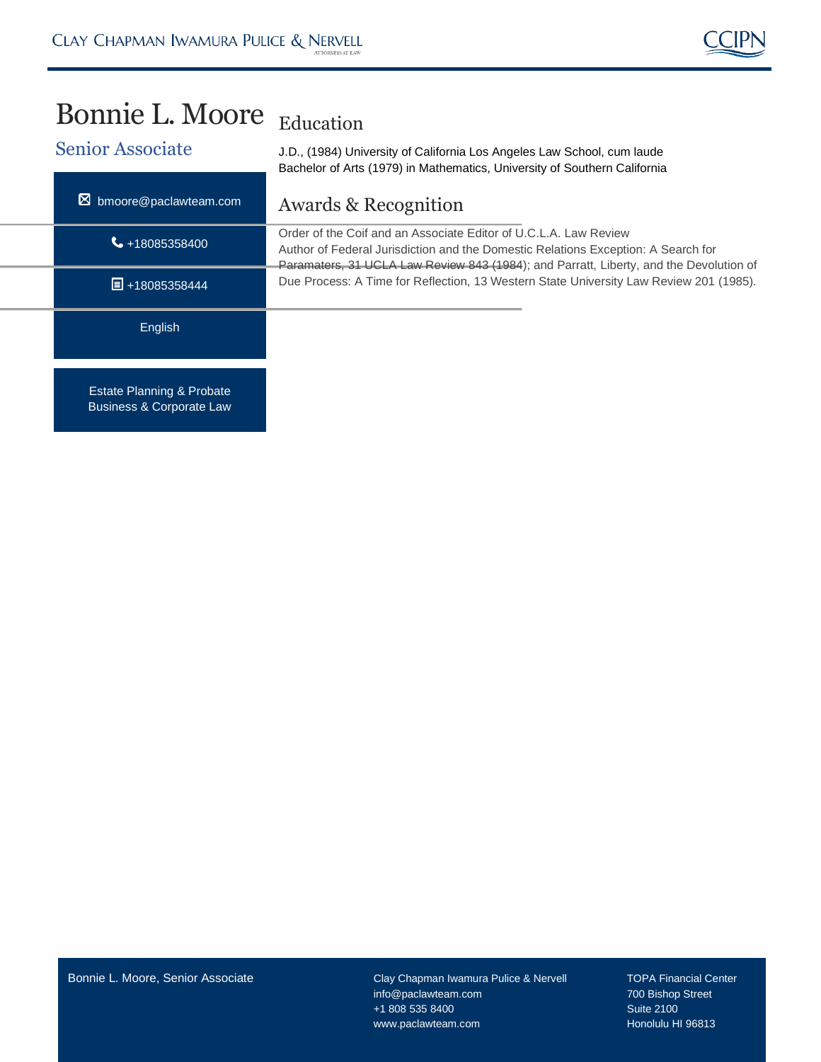# Bonnie L. Moore

## Senior Associate

bmoore@paclawteam.com

+18085358400

+18085358444

English

Estate Planning & Probate
Business & Corporate Law

## Education

J.D., (1984) University of California Los Angeles Law School, cum laude
Bachelor of Arts (1979) in Mathematics, University of Southern California

## Awards & Recognition

Order of the Coif and an Associate Editor of U.C.L.A. Law Review
Author of Federal Jurisdiction and the Domestic Relations Exception: A Search for Paramaters, 31 UCLA Law Review 843 (1984); and Parratt, Liberty, and the Devolution of Due Process: A Time for Reflection, 13 Western State University Law Review 201 (1985).

Bonnie L. Moore, Senior Associate

Clay Chapman Iwamura Pulice & Nervell
info@paclawteam.com
+1 808 535 8400
www.paclawteam.com

TOPA Financial Center
700 Bishop Street
Suite 2100
Honolulu HI 96813